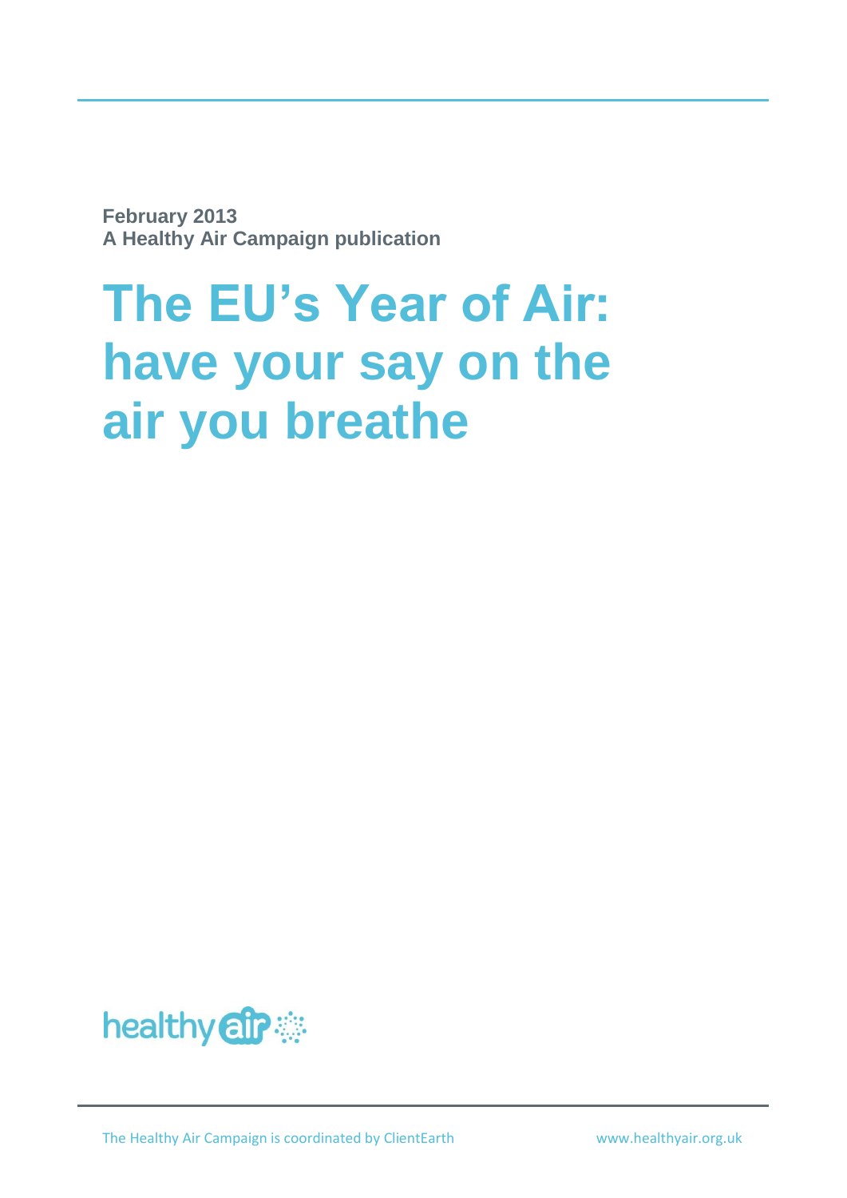**February 2013**
**A Healthy Air Campaign publication**

# The EU's Year of Air: have your say on the air you breathe

healthy air

The Healthy Air Campaign is coordinated by ClientEarth www.healthyair.org.uk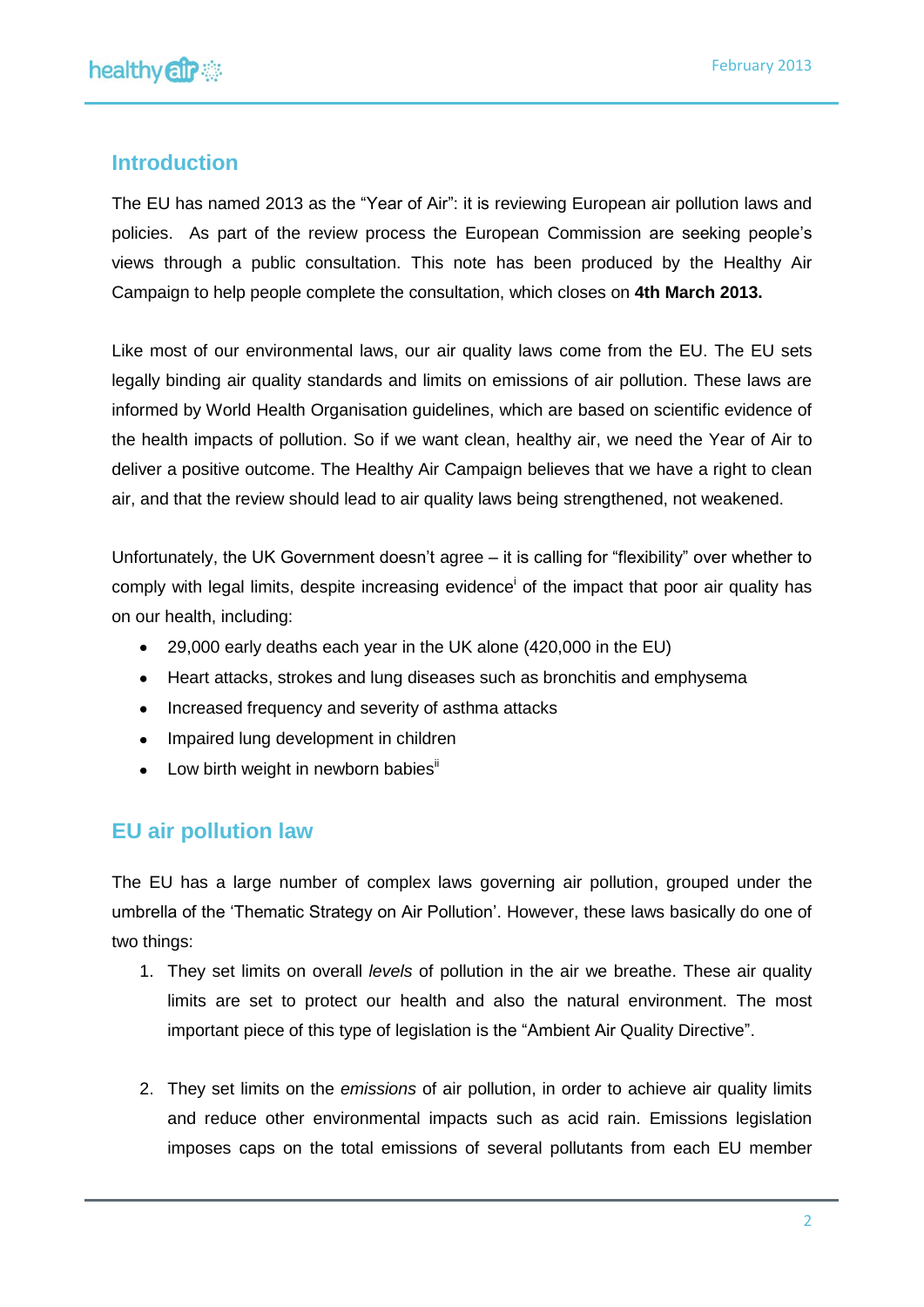## Introduction

The EU has named 2013 as the "Year of Air": it is reviewing European air pollution laws and policies. As part of the review process the European Commission are seeking people's views through a public consultation. This note has been produced by the Healthy Air Campaign to help people complete the consultation, which closes on **4th March 2013.**

Like most of our environmental laws, our air quality laws come from the EU. The EU sets legally binding air quality standards and limits on emissions of air pollution. These laws are informed by World Health Organisation guidelines, which are based on scientific evidence of the health impacts of pollution. So if we want clean, healthy air, we need the Year of Air to deliver a positive outcome. The Healthy Air Campaign believes that we have a right to clean air, and that the review should lead to air quality laws being strengthened, not weakened.

Unfortunately, the UK Government doesn't agree – it is calling for "flexibility" over whether to comply with legal limits, despite increasing evidence[i] of the impact that poor air quality has on our health, including:

- 29,000 early deaths each year in the UK alone (420,000 in the EU)
- Heart attacks, strokes and lung diseases such as bronchitis and emphysema
- Increased frequency and severity of asthma attacks
- Impaired lung development in children
- Low birth weight in newborn babies[ii]

## EU air pollution law

The EU has a large number of complex laws governing air pollution, grouped under the umbrella of the 'Thematic Strategy on Air Pollution'. However, these laws basically do one of two things:

1. They set limits on overall *levels* of pollution in the air we breathe. These air quality limits are set to protect our health and also the natural environment. The most important piece of this type of legislation is the "Ambient Air Quality Directive".

2. They set limits on the *emissions* of air pollution, in order to achieve air quality limits and reduce other environmental impacts such as acid rain. Emissions legislation imposes caps on the total emissions of several pollutants from each EU member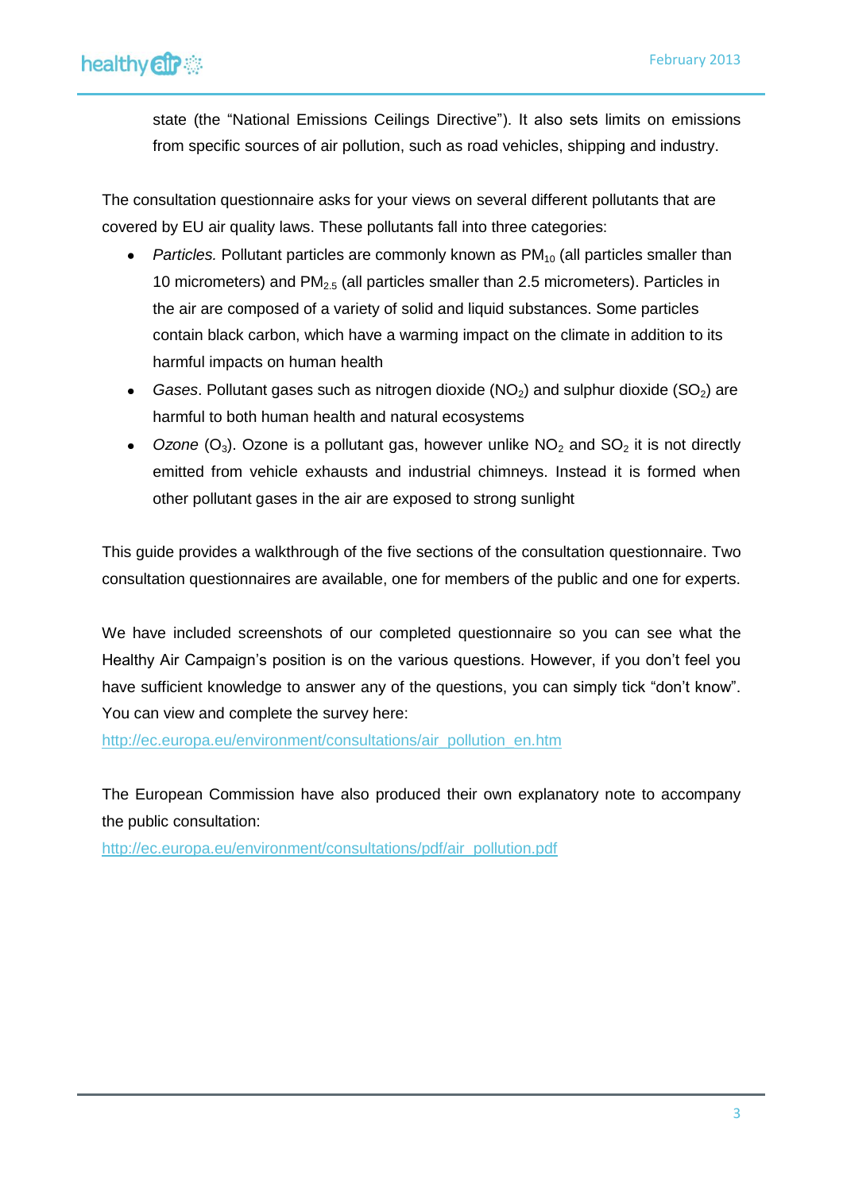state (the “National Emissions Ceilings Directive”). It also sets limits on emissions from specific sources of air pollution, such as road vehicles, shipping and industry.

The consultation questionnaire asks for your views on several different pollutants that are covered by EU air quality laws. These pollutants fall into three categories:

- *Particles.* Pollutant particles are commonly known as $PM_{10}$ (all particles smaller than 10 micrometers) and $PM_{2.5}$ (all particles smaller than 2.5 micrometers). Particles in the air are composed of a variety of solid and liquid substances. Some particles contain black carbon, which have a warming impact on the climate in addition to its harmful impacts on human health
- *Gases*. Pollutant gases such as nitrogen dioxide ($NO_2$) and sulphur dioxide ($SO_2$) are harmful to both human health and natural ecosystems
- *Ozone* ($O_3$). Ozone is a pollutant gas, however unlike $NO_2$ and $SO_2$ it is not directly emitted from vehicle exhausts and industrial chimneys. Instead it is formed when other pollutant gases in the air are exposed to strong sunlight

This guide provides a walkthrough of the five sections of the consultation questionnaire. Two consultation questionnaires are available, one for members of the public and one for experts.

We have included screenshots of our completed questionnaire so you can see what the Healthy Air Campaign’s position is on the various questions. However, if you don’t feel you have sufficient knowledge to answer any of the questions, you can simply tick “don’t know”. You can view and complete the survey here:
http://ec.europa.eu/environment/consultations/air_pollution_en.htm

The European Commission have also produced their own explanatory note to accompany the public consultation:
http://ec.europa.eu/environment/consultations/pdf/air_pollution.pdf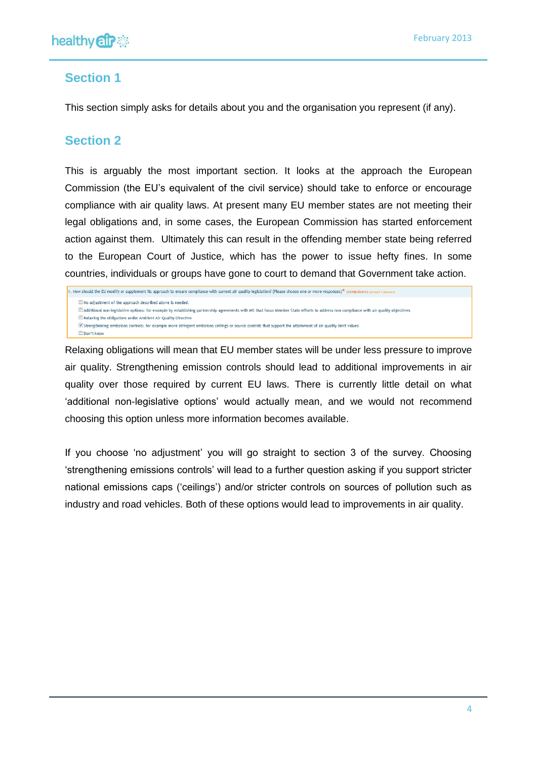## Section 1

This section simply asks for details about you and the organisation you represent (if any).

## Section 2

This is arguably the most important section. It looks at the approach the European Commission (the EU's equivalent of the civil service) should take to enforce or encourage compliance with air quality laws. At present many EU member states are not meeting their legal obligations and, in some cases, the European Commission has started enforcement action against them. Ultimately this can result in the offending member state being referred to the European Court of Justice, which has the power to issue hefty fines. In some countries, individuals or groups have gone to court to demand that Government take action.

1. How should the EU modify or supplement its approach to ensure compliance with current air quality legislation? (Please choose one or more responses)* (compulsory) (at least 1 answers)

- [ ] No adjustment of the approach described above is needed.
- [ ] Additional non-legislative options: for example by establishing partnership agreements with MS that focus Member State efforts to address non-compliance with air quality objectives
- [ ] Relaxing the obligations under Ambient Air Quality Directive
- [x] Strengthening emissions controls: for example more stringent emissions ceilings or source controls that support the attainment of air quality limit values
- [ ] Don't know

Relaxing obligations will mean that EU member states will be under less pressure to improve air quality. Strengthening emission controls should lead to additional improvements in air quality over those required by current EU laws. There is currently little detail on what 'additional non-legislative options' would actually mean, and we would not recommend choosing this option unless more information becomes available.

If you choose 'no adjustment' you will go straight to section 3 of the survey. Choosing 'strengthening emissions controls' will lead to a further question asking if you support stricter national emissions caps ('ceilings') and/or stricter controls on sources of pollution such as industry and road vehicles. Both of these options would lead to improvements in air quality.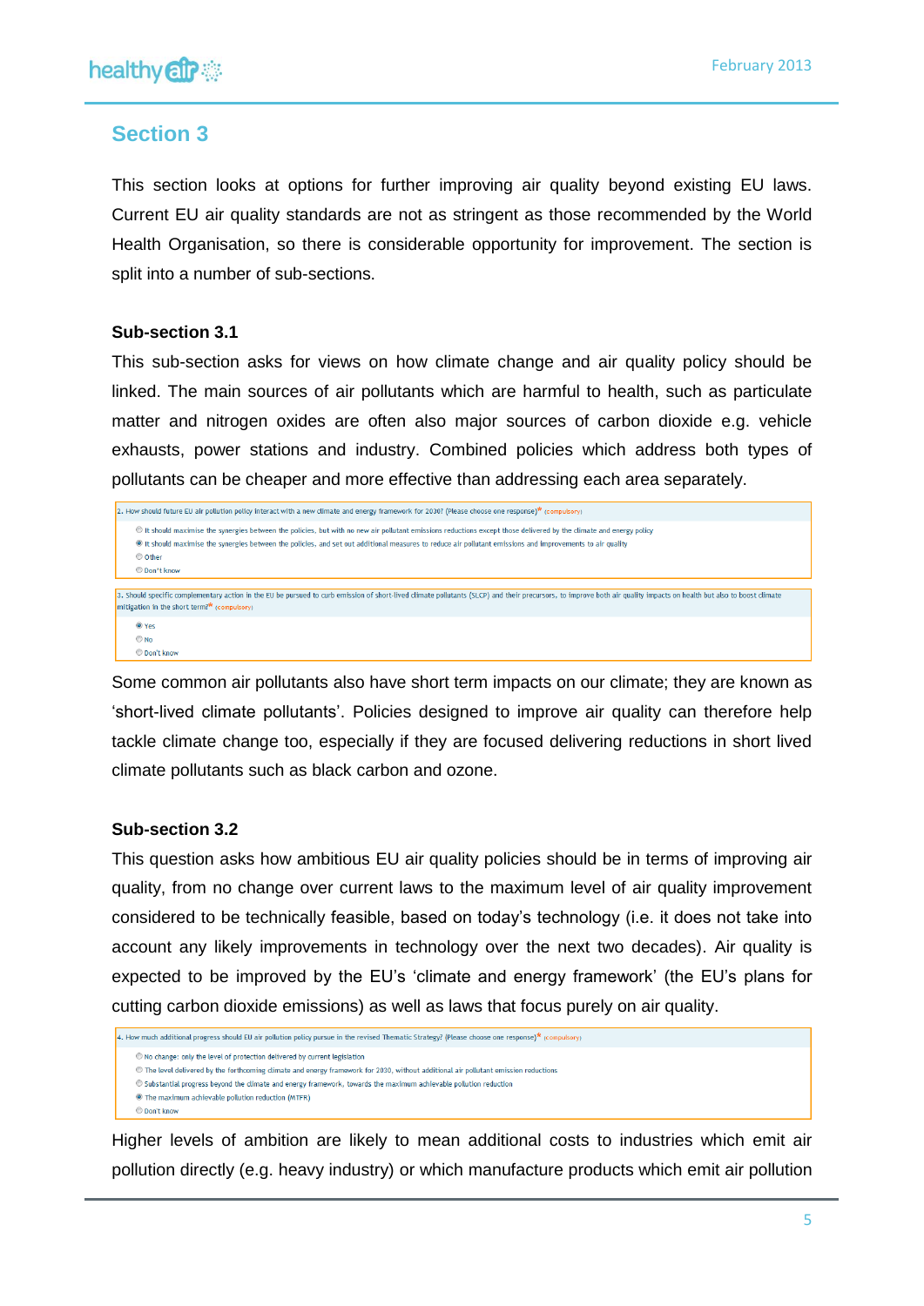## Section 3

This section looks at options for further improving air quality beyond existing EU laws. Current EU air quality standards are not as stringent as those recommended by the World Health Organisation, so there is considerable opportunity for improvement. The section is split into a number of sub-sections.

### Sub-section 3.1

This sub-section asks for views on how climate change and air quality policy should be linked. The main sources of air pollutants which are harmful to health, such as particulate matter and nitrogen oxides are often also major sources of carbon dioxide e.g. vehicle exhausts, power stations and industry. Combined policies which address both types of pollutants can be cheaper and more effective than addressing each area separately.

2. How should future EU air pollution policy interact with a new climate and energy framework for 2030? (Please choose one response)* (compulsory)

- ○ It should maximise the synergies between the policies, but with no new air pollutant emissions reductions except those delivered by the climate and energy policy
- ◉ It should maximise the synergies between the policies, and set out additional measures to reduce air pollutant emissions and improvements to air quality
- ○ Other
- ○ Don't know

3. Should specific complementary action in the EU be pursued to curb emission of short-lived climate pollutants (SLCP) and their precursors, to improve both air quality impacts on health but also to boost climate mitigation in the short term?* (compulsory)

- ◉ Yes
- ○ No
- ○ Don't know

Some common air pollutants also have short term impacts on our climate; they are known as 'short-lived climate pollutants'. Policies designed to improve air quality can therefore help tackle climate change too, especially if they are focused delivering reductions in short lived climate pollutants such as black carbon and ozone.

### Sub-section 3.2

This question asks how ambitious EU air quality policies should be in terms of improving air quality, from no change over current laws to the maximum level of air quality improvement considered to be technically feasible, based on today's technology (i.e. it does not take into account any likely improvements in technology over the next two decades). Air quality is expected to be improved by the EU's 'climate and energy framework' (the EU's plans for cutting carbon dioxide emissions) as well as laws that focus purely on air quality.

4. How much additional progress should EU air pollution policy pursue in the revised Thematic Strategy? (Please choose one response)* (compulsory)

- ○ No change: only the level of protection delivered by current legislation
- ○ The level delivered by the forthcoming climate and energy framework for 2030, without additional air pollutant emission reductions
- ○ Substantial progress beyond the climate and energy framework, towards the maximum achievable pollution reduction
- ◉ The maximum achievable pollution reduction (MTFR)
- ○ Don't know

Higher levels of ambition are likely to mean additional costs to industries which emit air pollution directly (e.g. heavy industry) or which manufacture products which emit air pollution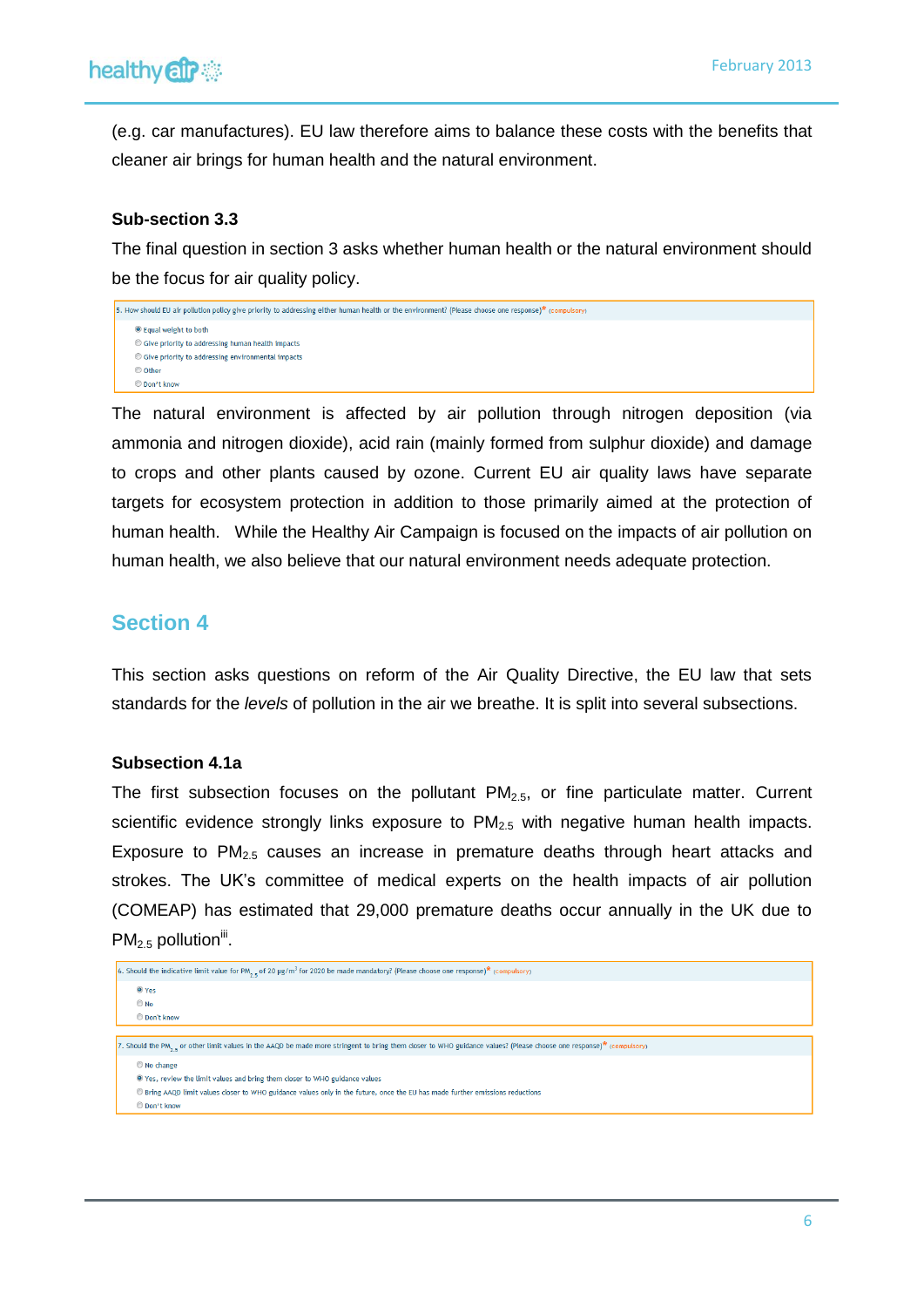(e.g. car manufactures). EU law therefore aims to balance these costs with the benefits that cleaner air brings for human health and the natural environment.

**Sub-section 3.3**

The final question in section 3 asks whether human health or the natural environment should be the focus for air quality policy.

5. How should EU air pollution policy give priority to addressing either human health or the environment? (Please choose one response)* (compulsory)

- (●) Equal weight to both
- ( ) Give priority to addressing human health impacts
- ( ) Give priority to addressing environmental impacts
- ( ) Other
- ( ) Don't know

The natural environment is affected by air pollution through nitrogen deposition (via ammonia and nitrogen dioxide), acid rain (mainly formed from sulphur dioxide) and damage to crops and other plants caused by ozone. Current EU air quality laws have separate targets for ecosystem protection in addition to those primarily aimed at the protection of human health. While the Healthy Air Campaign is focused on the impacts of air pollution on human health, we also believe that our natural environment needs adequate protection.

## Section 4

This section asks questions on reform of the Air Quality Directive, the EU law that sets standards for the *levels* of pollution in the air we breathe. It is split into several subsections.

**Subsection 4.1a**

The first subsection focuses on the pollutant $PM_{2.5}$, or fine particulate matter. Current scientific evidence strongly links exposure to $PM_{2.5}$ with negative human health impacts. Exposure to $PM_{2.5}$ causes an increase in premature deaths through heart attacks and strokes. The UK's committee of medical experts on the health impacts of air pollution (COMEAP) has estimated that 29,000 premature deaths occur annually in the UK due to $PM_{2.5}$ pollution[iii].

6. Should the indicative limit value for $PM_{2.5}$ of 20 µg/m$^3$ for 2020 be made mandatory? (Please choose one response)* (compulsory)

- (●) Yes
- ( ) No
- ( ) Don't know

7. Should the $PM_{2.5}$ or other limit values in the AAQD be made more stringent to bring them closer to WHO guidance values? (Please choose one response)* (compulsory)

- ( ) No change
- (●) Yes, review the limit values and bring them closer to WHO guidance values
- ( ) Bring AAQD limit values closer to WHO guidance values only in the future, once the EU has made further emissions reductions
- ( ) Don't know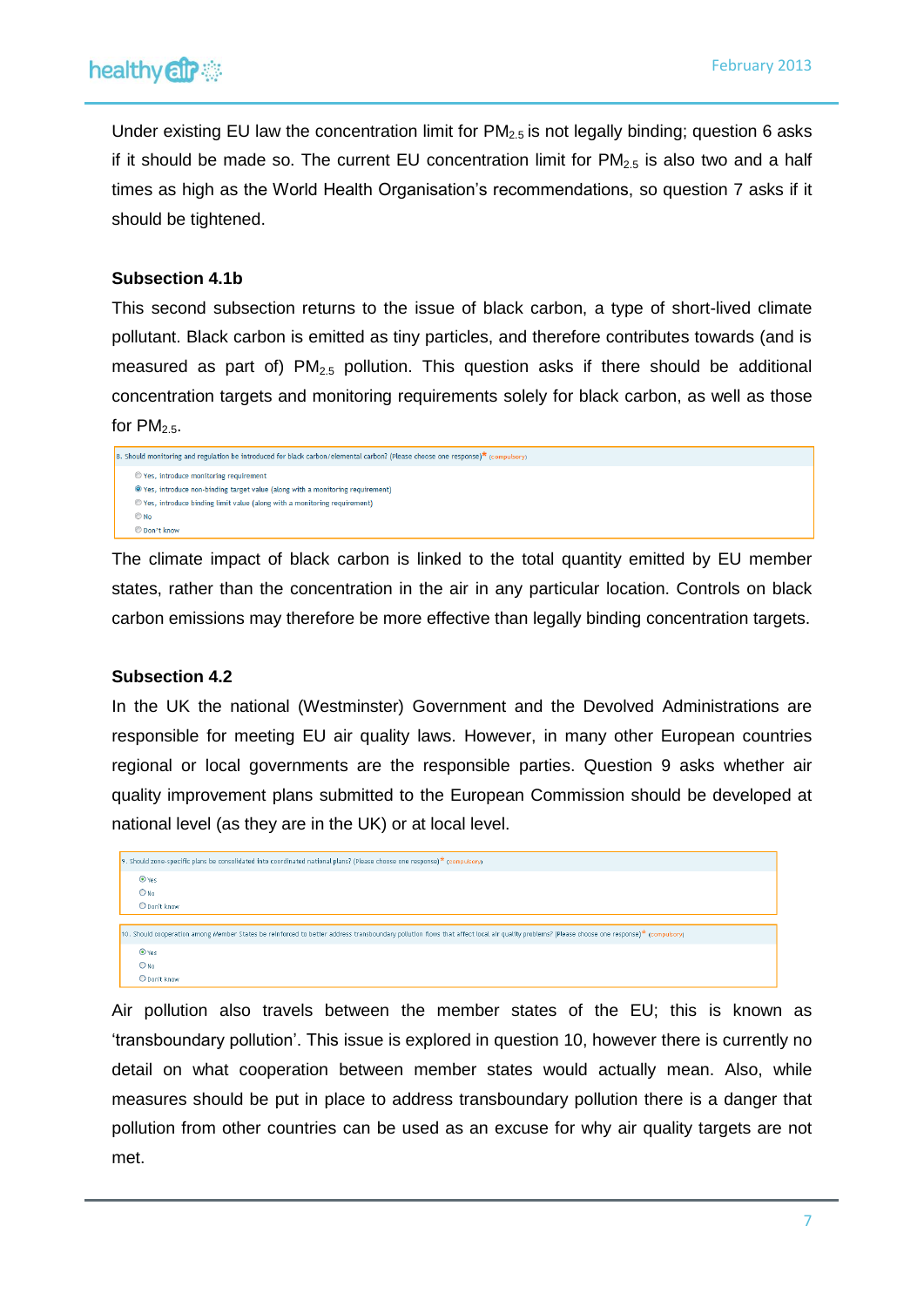Under existing EU law the concentration limit for $PM_{2.5}$ is not legally binding; question 6 asks if it should be made so. The current EU concentration limit for $PM_{2.5}$ is also two and a half times as high as the World Health Organisation's recommendations, so question 7 asks if it should be tightened.

### Subsection 4.1b

This second subsection returns to the issue of black carbon, a type of short-lived climate pollutant. Black carbon is emitted as tiny particles, and therefore contributes towards (and is measured as part of) $PM_{2.5}$ pollution. This question asks if there should be additional concentration targets and monitoring requirements solely for black carbon, as well as those for $PM_{2.5}$.

8. Should monitoring and regulation be introduced for black carbon/elemental carbon? (Please choose one response)* (compulsory)

- ○ Yes, introduce monitoring requirement
- ◉ Yes, introduce non-binding target value (along with a monitoring requirement)
- ○ Yes, introduce binding limit value (along with a monitoring requirement)
- ○ No
- ○ Don't know

The climate impact of black carbon is linked to the total quantity emitted by EU member states, rather than the concentration in the air in any particular location. Controls on black carbon emissions may therefore be more effective than legally binding concentration targets.

### Subsection 4.2

In the UK the national (Westminster) Government and the Devolved Administrations are responsible for meeting EU air quality laws. However, in many other European countries regional or local governments are the responsible parties. Question 9 asks whether air quality improvement plans submitted to the European Commission should be developed at national level (as they are in the UK) or at local level.

9. Should zone-specific plans be consolidated into coordinated national plans? (Please choose one response)* (compulsory)

- ◉ Yes
- ○ No
- ○ Don't know

10. Should cooperation among Member States be reinforced to better address transboundary pollution flows that affect local air quality problems? (Please choose one response)* (compulsory)

- ◉ Yes
- ○ No
- ○ Don't know

Air pollution also travels between the member states of the EU; this is known as 'transboundary pollution'. This issue is explored in question 10, however there is currently no detail on what cooperation between member states would actually mean. Also, while measures should be put in place to address transboundary pollution there is a danger that pollution from other countries can be used as an excuse for why air quality targets are not met.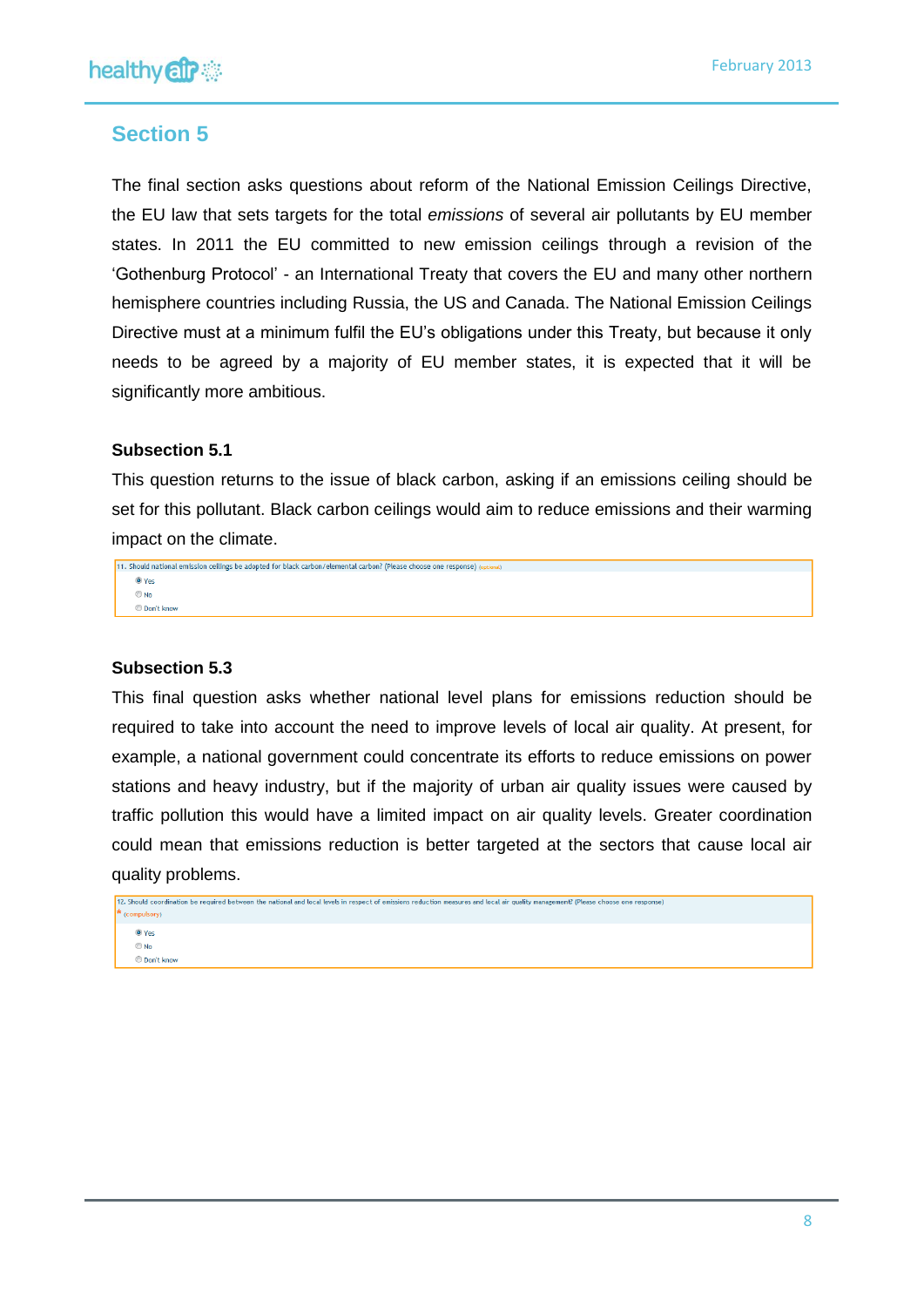## Section 5

The final section asks questions about reform of the National Emission Ceilings Directive, the EU law that sets targets for the total *emissions* of several air pollutants by EU member states. In 2011 the EU committed to new emission ceilings through a revision of the 'Gothenburg Protocol' - an International Treaty that covers the EU and many other northern hemisphere countries including Russia, the US and Canada. The National Emission Ceilings Directive must at a minimum fulfil the EU's obligations under this Treaty, but because it only needs to be agreed by a majority of EU member states, it is expected that it will be significantly more ambitious.

### Subsection 5.1

This question returns to the issue of black carbon, asking if an emissions ceiling should be set for this pollutant. Black carbon ceilings would aim to reduce emissions and their warming impact on the climate.

11. Should national emission ceilings be adopted for black carbon/elemental carbon? (Please choose one response) (optional)

- ◉ Yes
- ○ No
- ○ Don't know

### Subsection 5.3

This final question asks whether national level plans for emissions reduction should be required to take into account the need to improve levels of local air quality. At present, for example, a national government could concentrate its efforts to reduce emissions on power stations and heavy industry, but if the majority of urban air quality issues were caused by traffic pollution this would have a limited impact on air quality levels. Greater coordination could mean that emissions reduction is better targeted at the sectors that cause local air quality problems.

12. Should coordination be required between the national and local levels in respect of emissions reduction measures and local air quality management? (Please choose one response)
* (compulsory)

- ◉ Yes
- ○ No
- ○ Don't know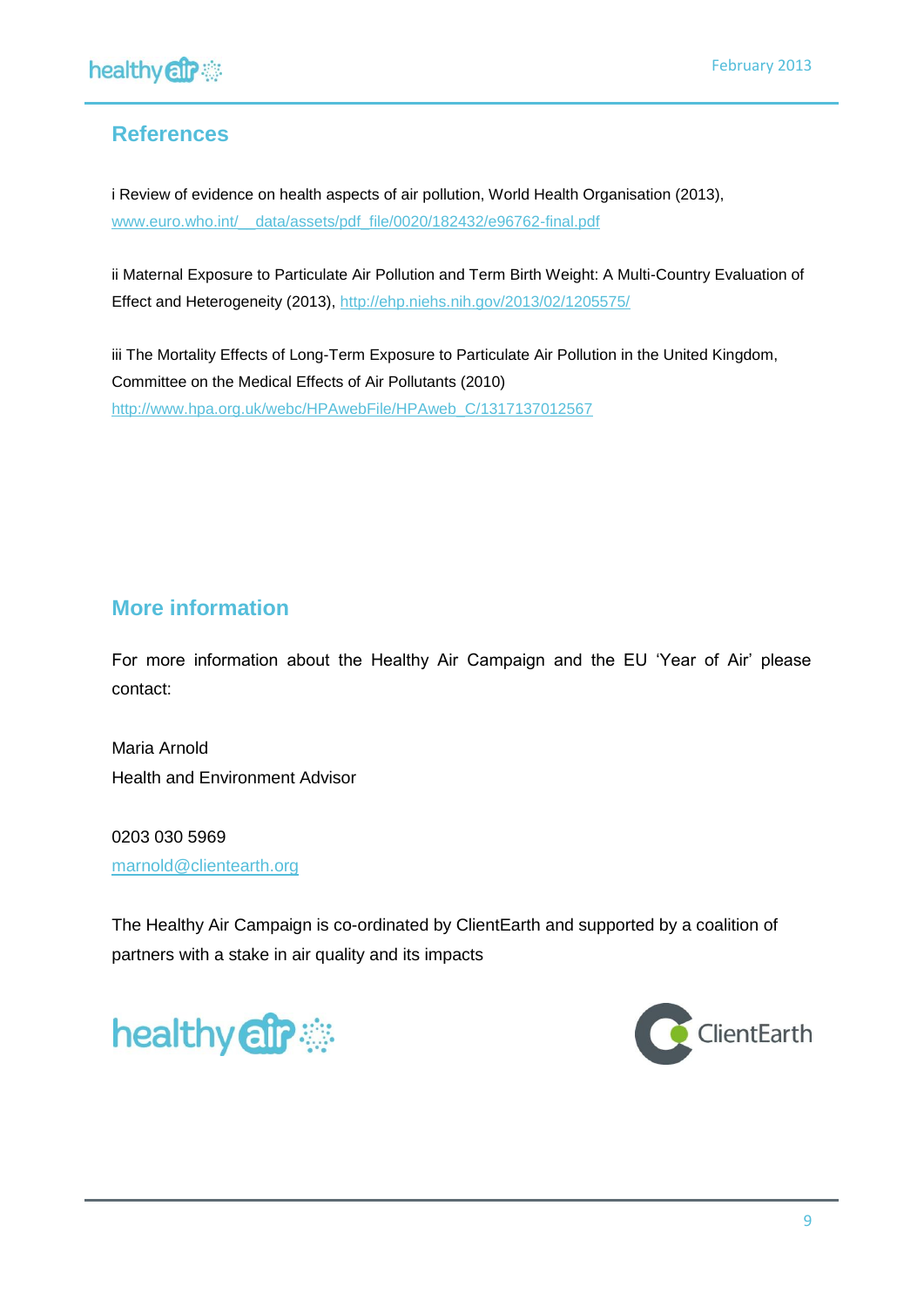## References

i Review of evidence on health aspects of air pollution, World Health Organisation (2013), www.euro.who.int/__data/assets/pdf_file/0020/182432/e96762-final.pdf

ii Maternal Exposure to Particulate Air Pollution and Term Birth Weight: A Multi-Country Evaluation of Effect and Heterogeneity (2013), http://ehp.niehs.nih.gov/2013/02/1205575/

iii The Mortality Effects of Long-Term Exposure to Particulate Air Pollution in the United Kingdom, Committee on the Medical Effects of Air Pollutants (2010) http://www.hpa.org.uk/webc/HPAwebFile/HPAweb_C/1317137012567

## More information

For more information about the Healthy Air Campaign and the EU 'Year of Air' please contact:

Maria Arnold
Health and Environment Advisor

0203 030 5969
marnold@clientearth.org

The Healthy Air Campaign is co-ordinated by ClientEarth and supported by a coalition of partners with a stake in air quality and its impacts